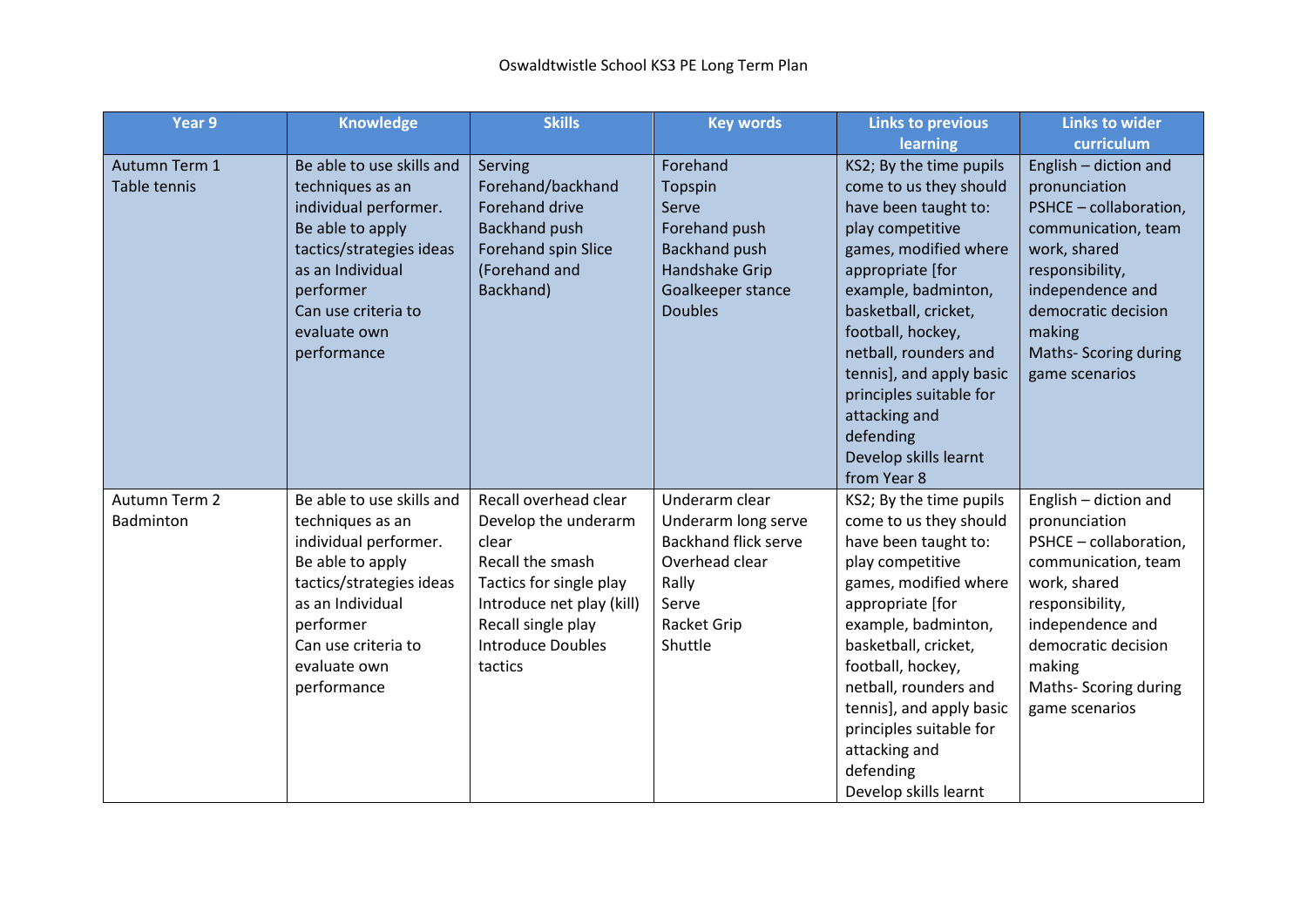Oswaldtwistle School KS3 PE Long Term Plan

| Year 9 | Knowledge | Skills | Key words | Links to previous learning | Links to wider curriculum |
|---|---|---|---|---|---|
| Autumn Term 1<br>Table tennis | Be able to use skills and techniques as an individual performer.<br>Be able to apply tactics/strategies ideas as an Individual performer<br>Can use criteria to evaluate own performance | Serving<br>Forehand/backhand<br>Forehand drive<br>Backhand push<br>Forehand spin Slice (Forehand and Backhand) | Forehand<br>Topspin<br>Serve<br>Forehand push<br>Backhand push<br>Handshake Grip<br>Goalkeeper stance<br>Doubles | KS2; By the time pupils come to us they should have been taught to: play competitive games, modified where appropriate [for example, badminton, basketball, cricket, football, hockey, netball, rounders and tennis], and apply basic principles suitable for attacking and defending<br>Develop skills learnt from Year 8 | English – diction and pronunciation<br>PSHCE – collaboration, communication, team work, shared responsibility, independence and democratic decision making<br>Maths- Scoring during game scenarios |
| Autumn Term 2<br>Badminton | Be able to use skills and techniques as an individual performer.<br>Be able to apply tactics/strategies ideas as an Individual performer<br>Can use criteria to evaluate own performance | Recall overhead clear<br>Develop the underarm clear<br>Recall the smash<br>Tactics for single play<br>Introduce net play (kill)<br>Recall single play<br>Introduce Doubles tactics | Underarm clear<br>Underarm long serve<br>Backhand flick serve<br>Overhead clear<br>Rally<br>Serve<br>Racket Grip<br>Shuttle | KS2; By the time pupils come to us they should have been taught to: play competitive games, modified where appropriate [for example, badminton, basketball, cricket, football, hockey, netball, rounders and tennis], and apply basic principles suitable for attacking and defending<br>Develop skills learnt | English – diction and pronunciation<br>PSHCE – collaboration, communication, team work, shared responsibility, independence and democratic decision making<br>Maths- Scoring during game scenarios |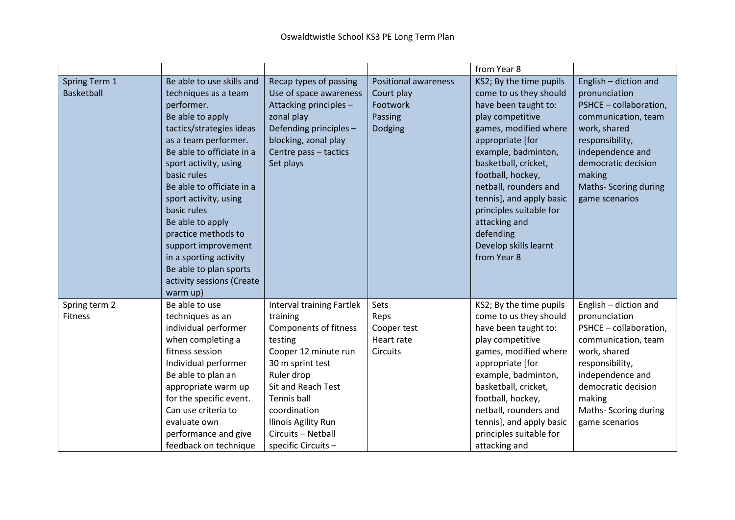Oswaldtwistle School KS3 PE Long Term Plan

| | | | | | |
|---|---|---|---|---|---|
| | | | | from Year 8 | |
| Spring Term 1<br>Basketball | Be able to use skills and techniques as a team performer.<br>Be able to apply tactics/strategies ideas as a team performer.<br>Be able to officiate in a sport activity, using basic rules<br>Be able to officiate in a sport activity, using basic rules<br>Be able to apply practice methods to support improvement in a sporting activity<br>Be able to plan sports activity sessions (Create warm up) | Recap types of passing<br>Use of space awareness<br>Attacking principles – zonal play<br>Defending principles – blocking, zonal play<br>Centre pass – tactics<br>Set plays | Positional awareness<br>Court play<br>Footwork<br>Passing<br>Dodging | KS2; By the time pupils come to us they should have been taught to: play competitive games, modified where appropriate [for example, badminton, basketball, cricket, football, hockey, netball, rounders and tennis], and apply basic principles suitable for attacking and defending<br>Develop skills learnt from Year 8 | English – diction and pronunciation<br>PSHCE – collaboration, communication, team work, shared responsibility, independence and democratic decision making<br>Maths- Scoring during game scenarios |
| Spring term 2<br>Fitness | Be able to use techniques as an individual performer when completing a fitness session<br>Individual performer<br>Be able to plan an appropriate warm up for the specific event.<br>Can use criteria to evaluate own performance and give feedback on technique | Interval training Fartlek training<br>Components of fitness testing<br>Cooper 12 minute run<br>30 m sprint test<br>Ruler drop<br>Sit and Reach Test<br>Tennis ball coordination<br>llinois Agility Run<br>Circuits – Netball specific Circuits – | Sets<br>Reps<br>Cooper test<br>Heart rate<br>Circuits | KS2; By the time pupils come to us they should have been taught to: play competitive games, modified where appropriate [for example, badminton, basketball, cricket, football, hockey, netball, rounders and tennis], and apply basic principles suitable for attacking and | English – diction and pronunciation<br>PSHCE – collaboration, communication, team work, shared responsibility, independence and democratic decision making<br>Maths- Scoring during game scenarios |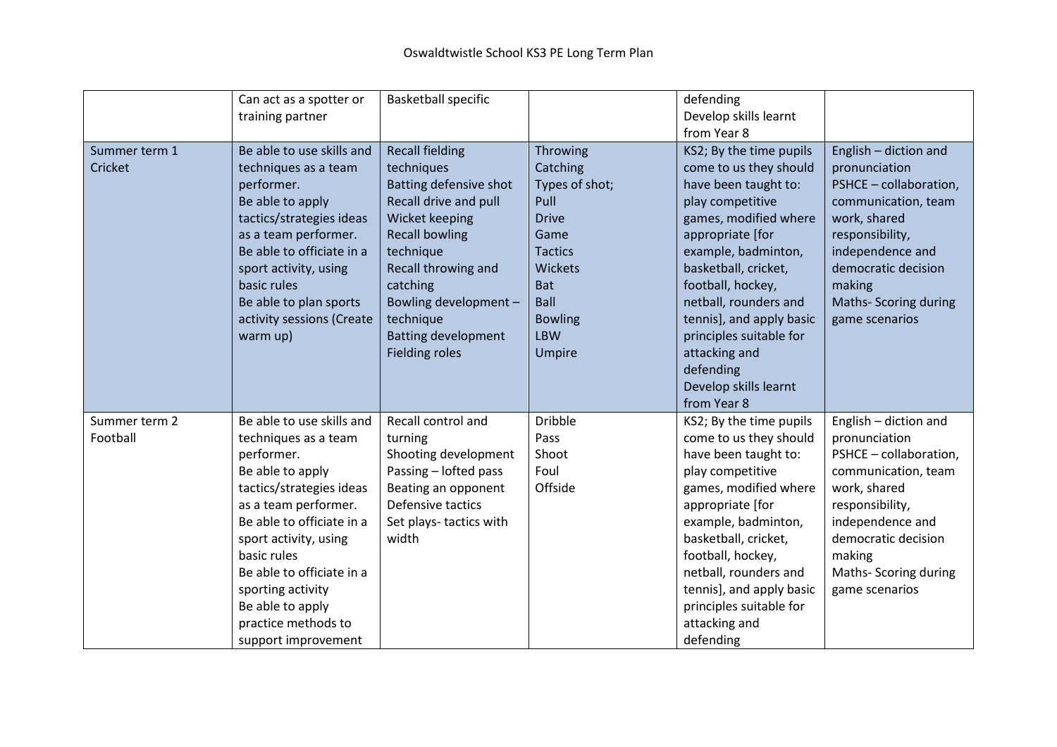| | | | | | |
|---|---|---|---|---|---|
| | Can act as a spotter or training partner | Basketball specific | | defending<br>Develop skills learnt from Year 8 | |
| Summer term 1<br>Cricket | Be able to use skills and techniques as a team performer.<br>Be able to apply tactics/strategies ideas as a team performer.<br>Be able to officiate in a sport activity, using basic rules<br>Be able to plan sports activity sessions (Create warm up) | Recall fielding techniques<br>Batting defensive shot<br>Recall drive and pull<br>Wicket keeping<br>Recall bowling technique<br>Recall throwing and catching<br>Bowling development – technique<br>Batting development<br>Fielding roles | Throwing<br>Catching<br>Types of shot;<br>Pull<br>Drive<br>Game<br>Tactics<br>Wickets<br>Bat<br>Ball<br>Bowling<br>LBW<br>Umpire | KS2; By the time pupils come to us they should have been taught to: play competitive games, modified where appropriate [for example, badminton, basketball, cricket, football, hockey, netball, rounders and tennis], and apply basic principles suitable for attacking and defending<br>Develop skills learnt from Year 8 | English – diction and pronunciation<br>PSHCE – collaboration, communication, team work, shared responsibility, independence and democratic decision making<br>Maths- Scoring during game scenarios |
| Summer term 2<br>Football | Be able to use skills and techniques as a team performer.<br>Be able to apply tactics/strategies ideas as a team performer.<br>Be able to officiate in a sport activity, using basic rules<br>Be able to officiate in a sporting activity<br>Be able to apply practice methods to support improvement | Recall control and turning<br>Shooting development<br>Passing – lofted pass<br>Beating an opponent<br>Defensive tactics<br>Set plays- tactics with width | Dribble<br>Pass<br>Shoot<br>Foul<br>Offside | KS2; By the time pupils come to us they should have been taught to: play competitive games, modified where appropriate [for example, badminton, basketball, cricket, football, hockey, netball, rounders and tennis], and apply basic principles suitable for attacking and defending | English – diction and pronunciation<br>PSHCE – collaboration, communication, team work, shared responsibility, independence and democratic decision making<br>Maths- Scoring during game scenarios |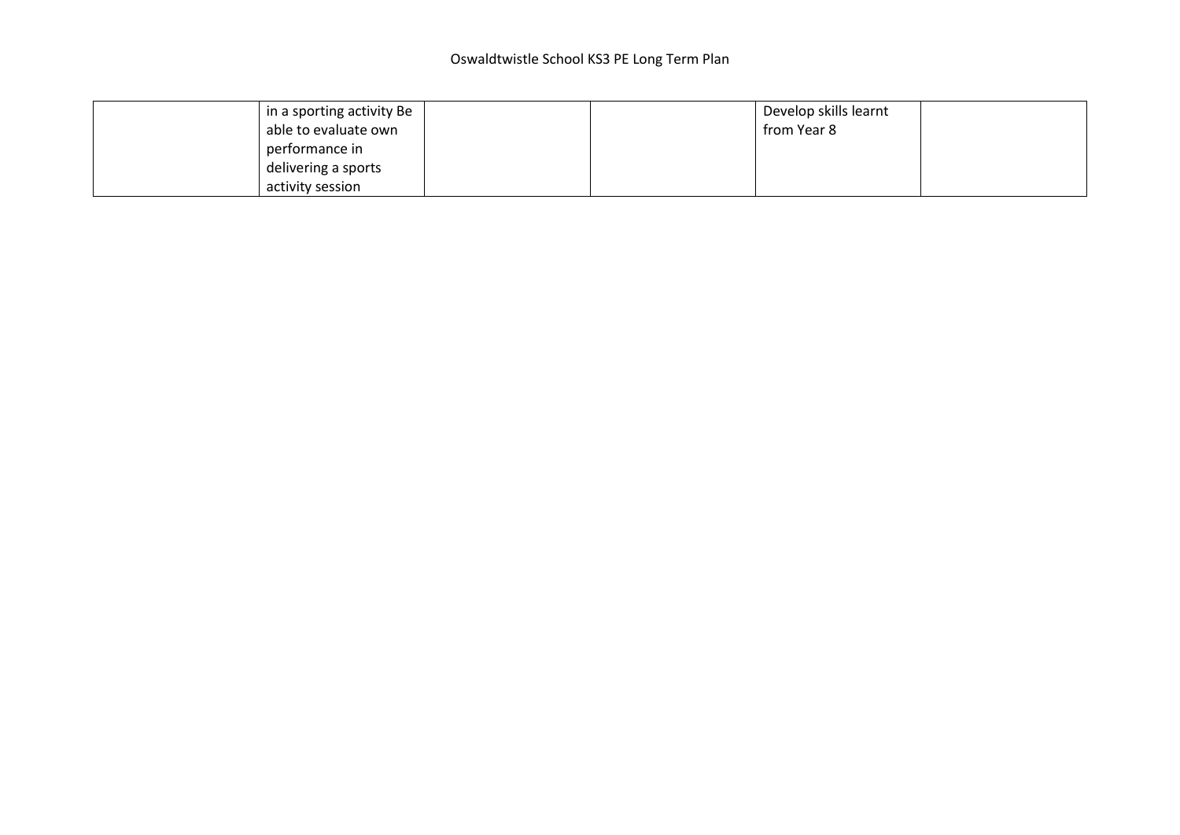| | | | | | |
|---|---|---|---|---|---|
| | in a sporting activity Be able to evaluate own performance in delivering a sports activity session | | | Develop skills learnt from Year 8 | |